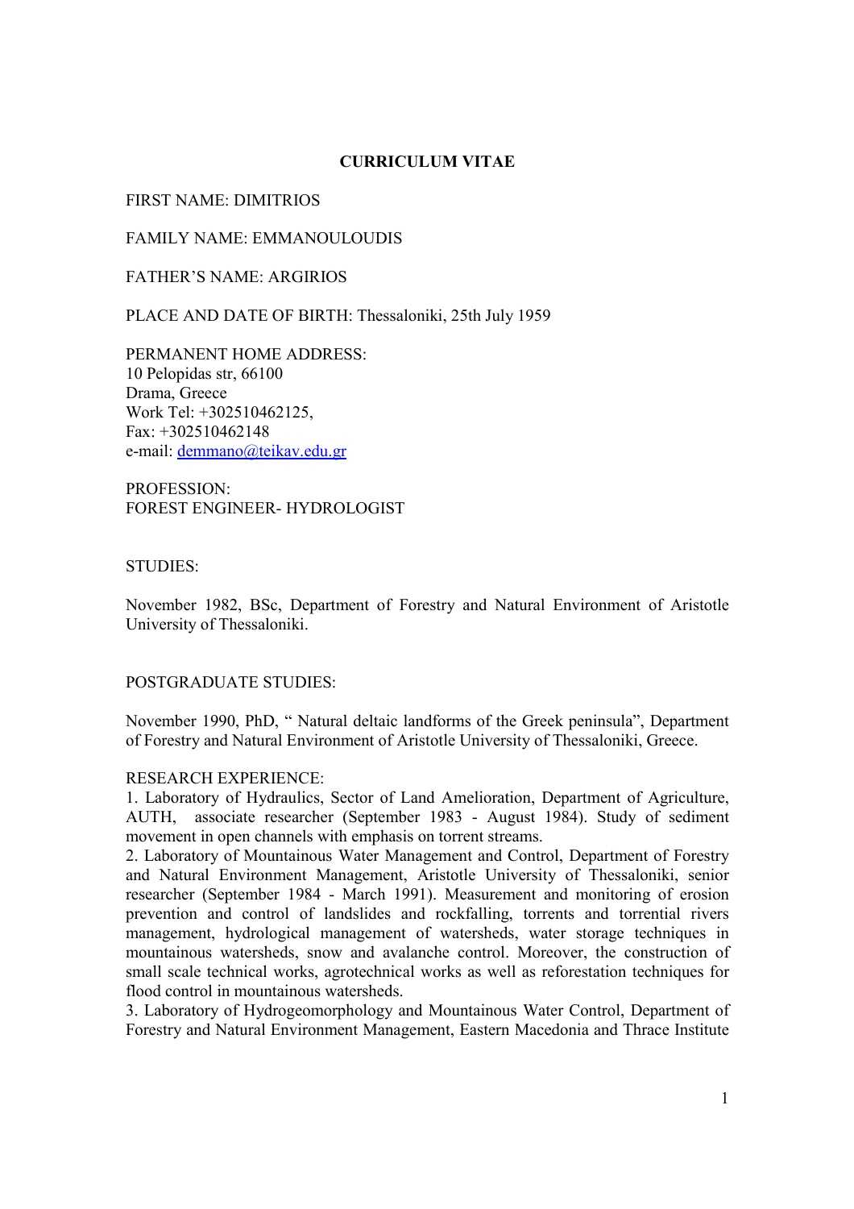# CURRICULUM VITAE

FIRST NAME: DIMITRIOS

FAMILY NAME: EMMANOULOUDIS

FATHER'S NAME: ARGIRIOS

PLACE AND DATE OF BIRTH: Thessaloniki, 25th July 1959

PERMANENT HOME ADDRESS:
10 Pelopidas str, 66100
Drama, Greece
Work Tel: +302510462125,
Fax: +302510462148
e-mail: demmano@teikav.edu.gr

PROFESSION:
FOREST ENGINEER- HYDROLOGIST

STUDIES:

November 1982, BSc, Department of Forestry and Natural Environment of Aristotle University of Thessaloniki.

POSTGRADUATE STUDIES:

November 1990, PhD, " Natural deltaic landforms of the Greek peninsula", Department of Forestry and Natural Environment of Aristotle University of Thessaloniki, Greece.

RESEARCH EXPERIENCE:

1. Laboratory of Hydraulics, Sector of Land Amelioration, Department of Agriculture, AUTH, associate researcher (September 1983 - August 1984). Study of sediment movement in open channels with emphasis on torrent streams.
2. Laboratory of Mountainous Water Management and Control, Department of Forestry and Natural Environment Management, Aristotle University of Thessaloniki, senior researcher (September 1984 - March 1991). Measurement and monitoring of erosion prevention and control of landslides and rockfalling, torrents and torrential rivers management, hydrological management of watersheds, water storage techniques in mountainous watersheds, snow and avalanche control. Moreover, the construction of small scale technical works, agrotechnical works as well as reforestation techniques for flood control in mountainous watersheds.
3. Laboratory of Hydrogeomorphology and Mountainous Water Control, Department of Forestry and Natural Environment Management, Eastern Macedonia and Thrace Institute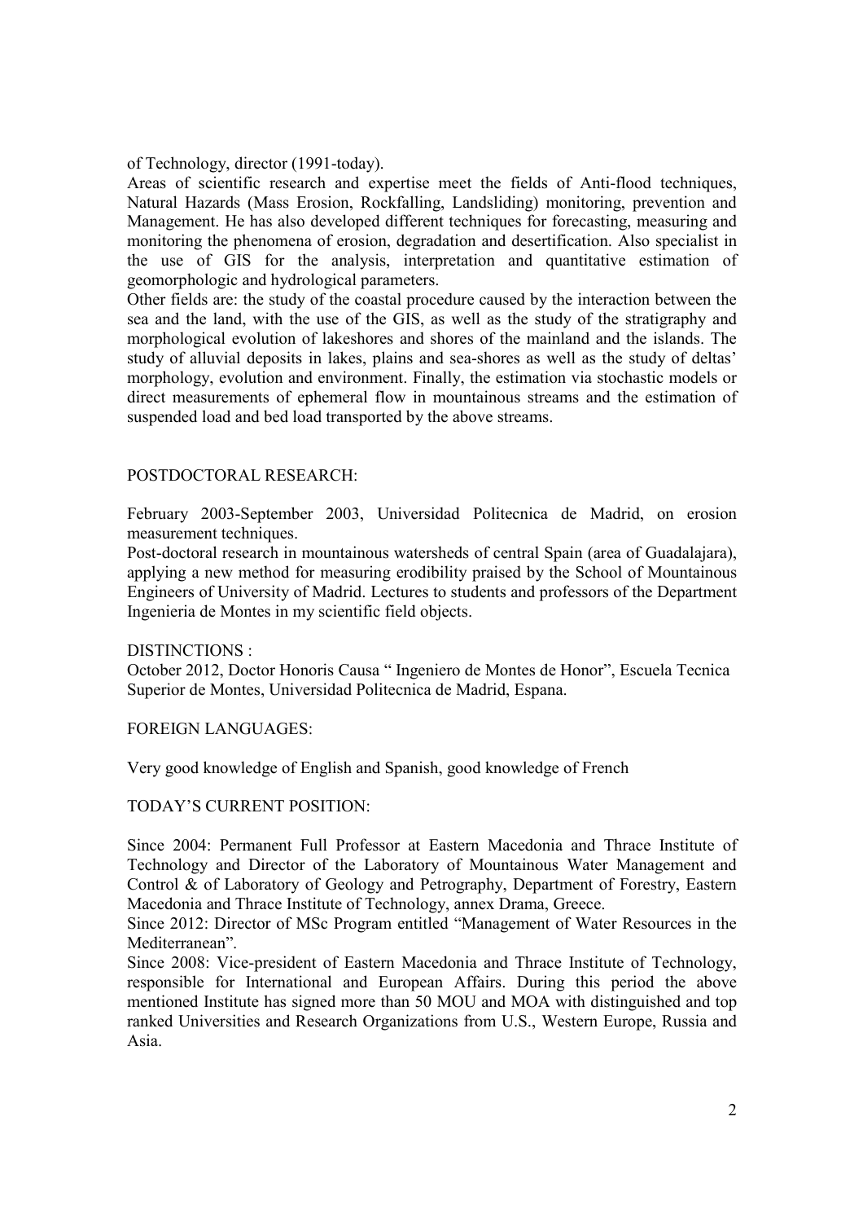of Technology, director (1991-today).

Areas of scientific research and expertise meet the fields of Anti-flood techniques, Natural Hazards (Mass Erosion, Rockfalling, Landsliding) monitoring, prevention and Management. He has also developed different techniques for forecasting, measuring and monitoring the phenomena of erosion, degradation and desertification. Also specialist in the use of GIS for the analysis, interpretation and quantitative estimation of geomorphologic and hydrological parameters.

Other fields are: the study of the coastal procedure caused by the interaction between the sea and the land, with the use of the GIS, as well as the study of the stratigraphy and morphological evolution of lakeshores and shores of the mainland and the islands. The study of alluvial deposits in lakes, plains and sea-shores as well as the study of deltas' morphology, evolution and environment. Finally, the estimation via stochastic models or direct measurements of ephemeral flow in mountainous streams and the estimation of suspended load and bed load transported by the above streams.

## POSTDOCTORAL RESEARCH:

February 2003-September 2003, Universidad Politecnica de Madrid, on erosion measurement techniques.

Post-doctoral research in mountainous watersheds of central Spain (area of Guadalajara), applying a new method for measuring erodibility praised by the School of Mountainous Engineers of University of Madrid. Lectures to students and professors of the Department Ingenieria de Montes in my scientific field objects.

## DISTINCTIONS :

October 2012, Doctor Honoris Causa " Ingeniero de Montes de Honor", Escuela Tecnica Superior de Montes, Universidad Politecnica de Madrid, Espana.

## FOREIGN LANGUAGES:

Very good knowledge of English and Spanish, good knowledge of French

## TODAY'S CURRENT POSITION:

Since 2004: Permanent Full Professor at Eastern Macedonia and Thrace Institute of Technology and Director of the Laboratory of Mountainous Water Management and Control & of Laboratory of Geology and Petrography, Department of Forestry, Eastern Macedonia and Thrace Institute of Technology, annex Drama, Greece.

Since 2012: Director of MSc Program entitled "Management of Water Resources in the Mediterranean".

Since 2008: Vice-president of Eastern Macedonia and Thrace Institute of Technology, responsible for International and European Affairs. During this period the above mentioned Institute has signed more than 50 MOU and MOA with distinguished and top ranked Universities and Research Organizations from U.S., Western Europe, Russia and Asia.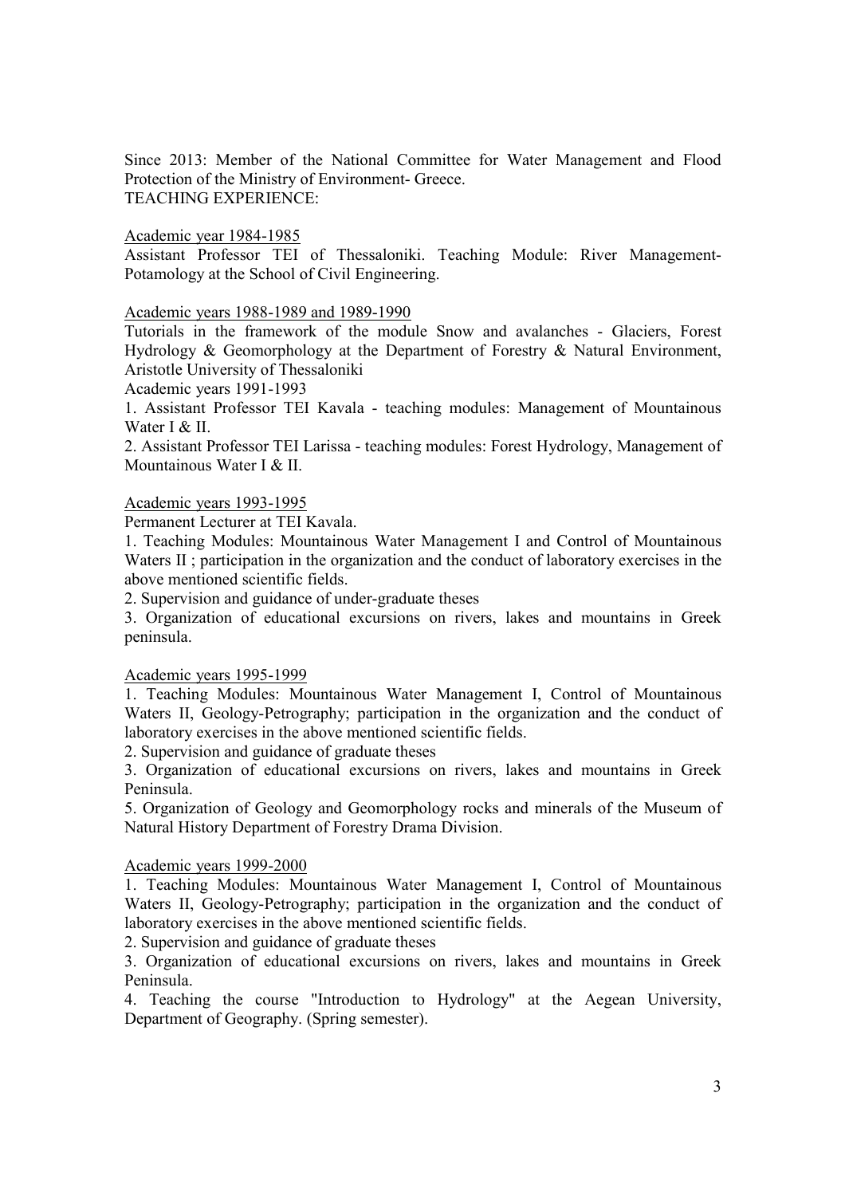Since 2013: Member of the National Committee for Water Management and Flood Protection of the Ministry of Environment- Greece.

TEACHING EXPERIENCE:

<u>Academic year 1984-1985</u>

Assistant Professor TEI of Thessaloniki. Teaching Module: River Management-Potamology at the School of Civil Engineering.

<u>Academic years 1988-1989 and 1989-1990</u>

Tutorials in the framework of the module Snow and avalanches - Glaciers, Forest Hydrology & Geomorphology at the Department of Forestry & Natural Environment, Aristotle University of Thessaloniki

Academic years 1991-1993

1. Assistant Professor TEI Kavala - teaching modules: Management of Mountainous Water I & II.
2. Assistant Professor TEI Larissa - teaching modules: Forest Hydrology, Management of Mountainous Water I & II.

<u>Academic years 1993-1995</u>

Permanent Lecturer at TEI Kavala.

1. Teaching Modules: Mountainous Water Management I and Control of Mountainous Waters II ; participation in the organization and the conduct of laboratory exercises in the above mentioned scientific fields.
2. Supervision and guidance of under-graduate theses
3. Organization of educational excursions on rivers, lakes and mountains in Greek peninsula.

<u>Academic years 1995-1999</u>

1. Teaching Modules: Mountainous Water Management I, Control of Mountainous Waters II, Geology-Petrography; participation in the organization and the conduct of laboratory exercises in the above mentioned scientific fields.
2. Supervision and guidance of graduate theses
3. Organization of educational excursions on rivers, lakes and mountains in Greek Peninsula.

5. Organization of Geology and Geomorphology rocks and minerals of the Museum of Natural History Department of Forestry Drama Division.

<u>Academic years 1999-2000</u>

1. Teaching Modules: Mountainous Water Management I, Control of Mountainous Waters II, Geology-Petrography; participation in the organization and the conduct of laboratory exercises in the above mentioned scientific fields.
2. Supervision and guidance of graduate theses
3. Organization of educational excursions on rivers, lakes and mountains in Greek Peninsula.
4. Teaching the course "Introduction to Hydrology" at the Aegean University, Department of Geography. (Spring semester).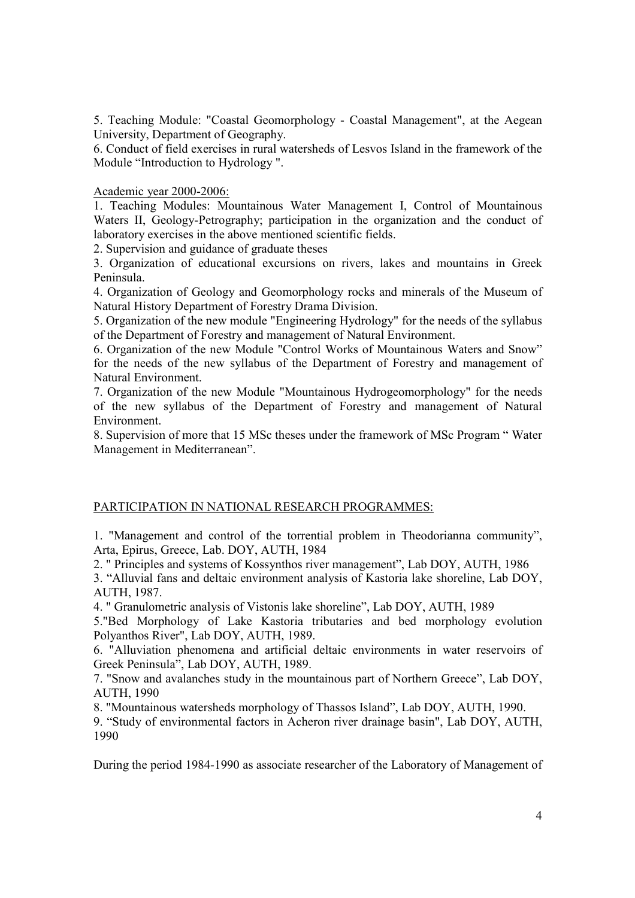5. Teaching Module: "Coastal Geomorphology - Coastal Management", at the Aegean University, Department of Geography.

6. Conduct of field exercises in rural watersheds of Lesvos Island in the framework of the Module "Introduction to Hydrology ".

<u>Academic year 2000-2006:</u>

1. Teaching Modules: Mountainous Water Management I, Control of Mountainous Waters II, Geology-Petrography; participation in the organization and the conduct of laboratory exercises in the above mentioned scientific fields.
2. Supervision and guidance of graduate theses
3. Organization of educational excursions on rivers, lakes and mountains in Greek Peninsula.
4. Organization of Geology and Geomorphology rocks and minerals of the Museum of Natural History Department of Forestry Drama Division.
5. Organization of the new module "Engineering Hydrology" for the needs of the syllabus of the Department of Forestry and management of Natural Environment.
6. Organization of the new Module "Control Works of Mountainous Waters and Snow" for the needs of the new syllabus of the Department of Forestry and management of Natural Environment.
7. Organization of the new Module "Mountainous Hydrogeomorphology" for the needs of the new syllabus of the Department of Forestry and management of Natural Environment.
8. Supervision of more that 15 MSc theses under the framework of MSc Program " Water Management in Mediterranean".

<u>PARTICIPATION IN NATIONAL RESEARCH PROGRAMMES:</u>

1. "Management and control of the torrential problem in Theodorianna community", Arta, Epirus, Greece, Lab. DOY, AUTH, 1984
2. " Principles and systems of Kossynthos river management", Lab DOY, AUTH, 1986
3. "Alluvial fans and deltaic environment analysis of Kastoria lake shoreline, Lab DOY, AUTH, 1987.
4. " Granulometric analysis of Vistonis lake shoreline", Lab DOY, AUTH, 1989
5. "Bed Morphology of Lake Kastoria tributaries and bed morphology evolution Polyanthos River", Lab DOY, AUTH, 1989.
6. "Alluviation phenomena and artificial deltaic environments in water reservoirs of Greek Peninsula", Lab DOY, AUTH, 1989.
7. "Snow and avalanches study in the mountainous part of Northern Greece", Lab DOY, AUTH, 1990
8. "Mountainous watersheds morphology of Thassos Island", Lab DOY, AUTH, 1990.
9. "Study of environmental factors in Acheron river drainage basin", Lab DOY, AUTH, 1990

During the period 1984-1990 as associate researcher of the Laboratory of Management of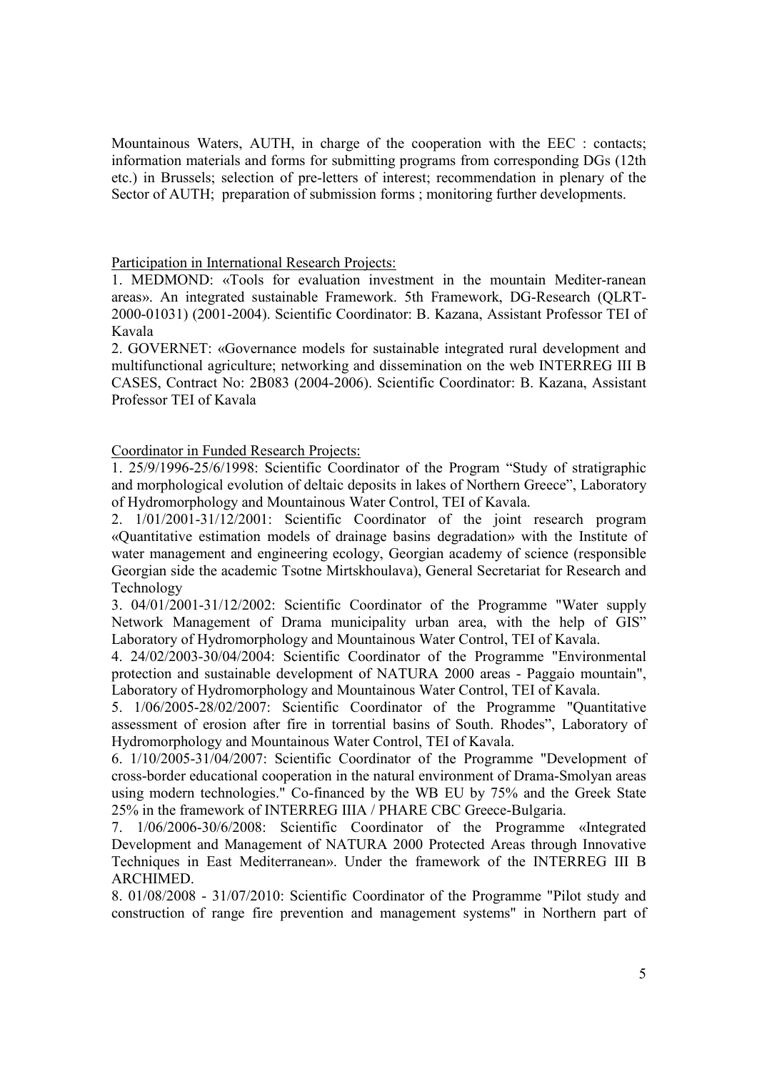Mountainous Waters, AUTH, in charge of the cooperation with the EEC : contacts; information materials and forms for submitting programs from corresponding DGs (12th etc.) in Brussels; selection of pre-letters of interest; recommendation in plenary of the Sector of AUTH; preparation of submission forms ; monitoring further developments.

Participation in International Research Projects:

1. MEDMOND: «Tools for evaluation investment in the mountain Mediter-ranean areas». An integrated sustainable Framework. 5th Framework, DG-Research (QLRT-2000-01031) (2001-2004). Scientific Coordinator: B. Kazana, Assistant Professor TEI of Kavala
2. GOVERNET: «Governance models for sustainable integrated rural development and multifunctional agriculture; networking and dissemination on the web INTERREG III B CASES, Contract No: 2B083 (2004-2006). Scientific Coordinator: B. Kazana, Assistant Professor TEI of Kavala

Coordinator in Funded Research Projects:

1. 25/9/1996-25/6/1998: Scientific Coordinator of the Program "Study of stratigraphic and morphological evolution of deltaic deposits in lakes of Northern Greece", Laboratory of Hydromorphology and Mountainous Water Control, TEI of Kavala.
2. 1/01/2001-31/12/2001: Scientific Coordinator of the joint research program «Quantitative estimation models of drainage basins degradation» with the Institute of water management and engineering ecology, Georgian academy of science (responsible Georgian side the academic Tsotne Mirtskhoulava), General Secretariat for Research and Technology
3. 04/01/2001-31/12/2002: Scientific Coordinator of the Programme "Water supply Network Management of Drama municipality urban area, with the help of GIS" Laboratory of Hydromorphology and Mountainous Water Control, TEI of Kavala.
4. 24/02/2003-30/04/2004: Scientific Coordinator of the Programme "Environmental protection and sustainable development of NATURA 2000 areas - Paggaio mountain", Laboratory of Hydromorphology and Mountainous Water Control, TEI of Kavala.
5. 1/06/2005-28/02/2007: Scientific Coordinator of the Programme "Quantitative assessment of erosion after fire in torrential basins of South. Rhodes", Laboratory of Hydromorphology and Mountainous Water Control, TEI of Kavala.
6. 1/10/2005-31/04/2007: Scientific Coordinator of the Programme "Development of cross-border educational cooperation in the natural environment of Drama-Smolyan areas using modern technologies." Co-financed by the WB EU by 75% and the Greek State 25% in the framework of INTERREG IIIA / PHARE CBC Greece-Bulgaria.
7. 1/06/2006-30/6/2008: Scientific Coordinator of the Programme «Integrated Development and Management of NATURA 2000 Protected Areas through Innovative Techniques in East Mediterranean». Under the framework of the INTERREG III B ARCHIMED.
8. 01/08/2008 - 31/07/2010: Scientific Coordinator of the Programme "Pilot study and construction of range fire prevention and management systems" in Northern part of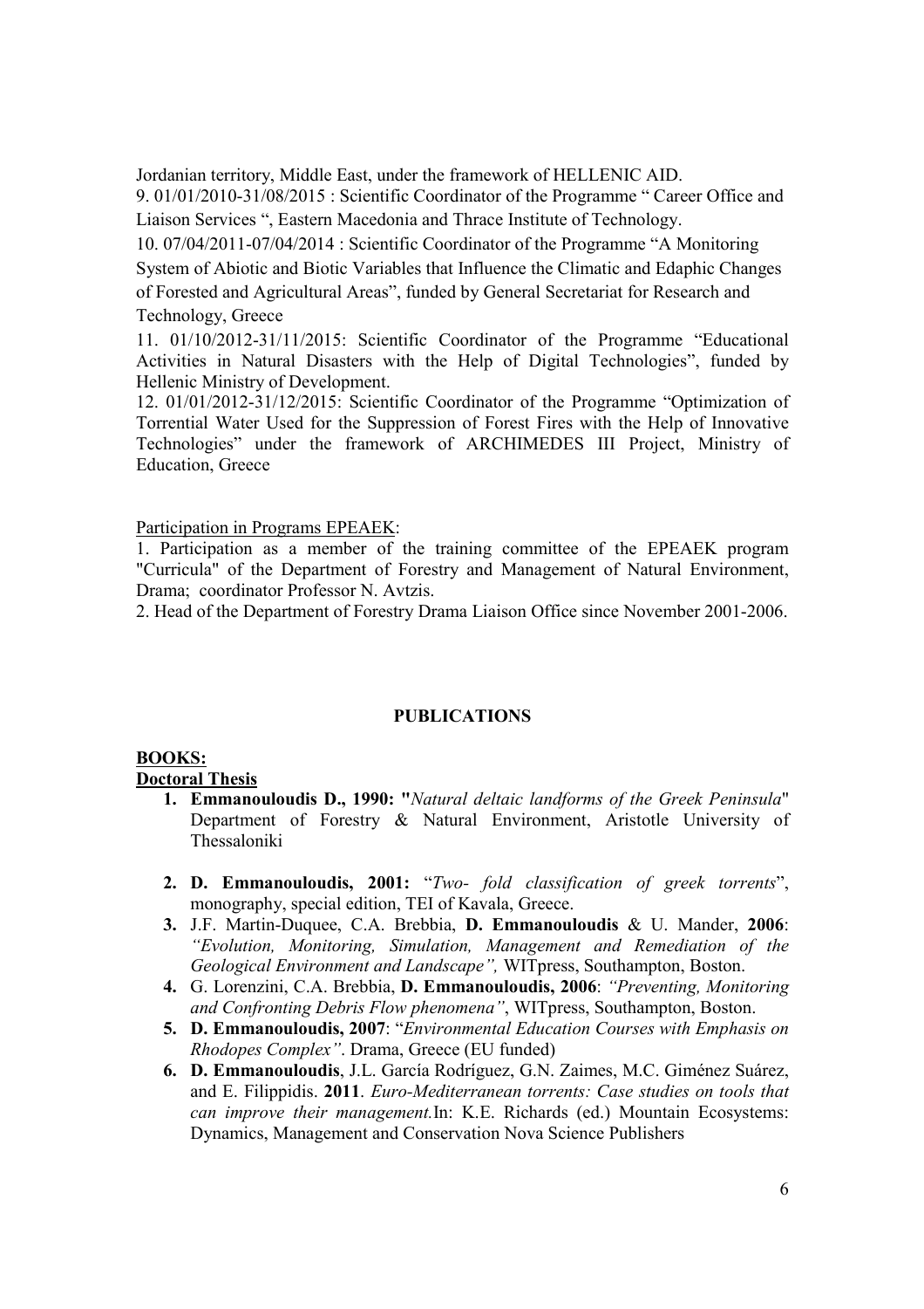Jordanian territory, Middle East, under the framework of HELLENIC AID.

9. 01/01/2010-31/08/2015 : Scientific Coordinator of the Programme " Career Office and Liaison Services ", Eastern Macedonia and Thrace Institute of Technology.

10. 07/04/2011-07/04/2014 : Scientific Coordinator of the Programme "A Monitoring System of Abiotic and Biotic Variables that Influence the Climatic and Edaphic Changes of Forested and Agricultural Areas", funded by General Secretariat for Research and Technology, Greece

11. 01/10/2012-31/11/2015: Scientific Coordinator of the Programme "Educational Activities in Natural Disasters with the Help of Digital Technologies", funded by Hellenic Ministry of Development.

12. 01/01/2012-31/12/2015: Scientific Coordinator of the Programme "Optimization of Torrential Water Used for the Suppression of Forest Fires with the Help of Innovative Technologies" under the framework of ARCHIMEDES III Project, Ministry of Education, Greece

Participation in Programs EPEAEK:

1. Participation as a member of the training committee of the EPEAEK program "Curricula" of the Department of Forestry and Management of Natural Environment, Drama; coordinator Professor N. Avtzis.

2. Head of the Department of Forestry Drama Liaison Office since November 2001-2006.

## PUBLICATIONS

### BOOKS:

#### Doctoral Thesis

1. **Emmanouloudis D., 1990: "***Natural deltaic landforms of the Greek Peninsula*" Department of Forestry & Natural Environment, Aristotle University of Thessaloniki

2. **D. Emmanouloudis, 2001:** "*Two- fold classification of greek torrents*", monography, special edition, TEI of Kavala, Greece.
3. J.F. Martin-Duquee, C.A. Brebbia, **D. Emmanouloudis** & U. Mander, **2006**: *"Evolution, Monitoring, Simulation, Management and Remediation of the Geological Environment and Landscape",* WITpress, Southampton, Boston.
4. G. Lorenzini, C.A. Brebbia, **D. Emmanouloudis, 2006**: *"Preventing, Monitoring and Confronting Debris Flow phenomena"*, WITpress, Southampton, Boston.
5. **D. Emmanouloudis, 2007**: "*Environmental Education Courses with Emphasis on Rhodopes Complex"*. Drama, Greece (EU funded)
6. **D. Emmanouloudis**, J.L. García Rodríguez, G.N. Zaimes, M.C. Giménez Suárez, and E. Filippidis. **2011**. *Euro-Mediterranean torrents: Case studies on tools that can improve their management.*In: K.E. Richards (ed.) Mountain Ecosystems: Dynamics, Management and Conservation Nova Science Publishers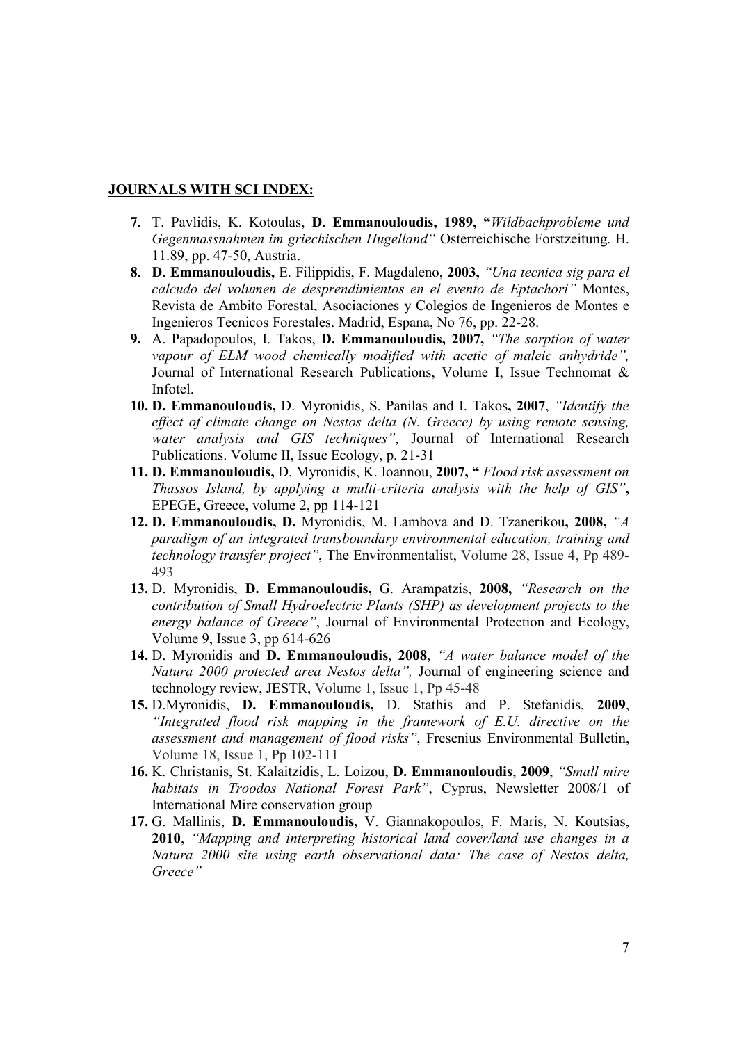**JOURNALS WITH SCI INDEX:**

7. T. Pavlidis, K. Kotoulas, **D. Emmanouloudis, 1989, "***Wildbachprobleme und Gegenmassnahmen im griechischen Hugelland"* Osterreichische Forstzeitung. H. 11.89, pp. 47-50, Austria.
8. **D. Emmanouloudis,** E. Filippidis, F. Magdaleno, **2003,** *"Una tecnica sig para el calcudo del volumen de desprendimientos en el evento de Eptachori"* Montes, Revista de Ambito Forestal, Asociaciones y Colegios de Ingenieros de Montes e Ingenieros Tecnicos Forestales. Madrid, Espana, No 76, pp. 22-28.
9. A. Papadopoulos, I. Takos, **D. Emmanouloudis, 2007,** *"The sorption of water vapour of ELM wood chemically modified with acetic of maleic anhydride",* Journal of International Research Publications, Volume I, Issue Technomat & Infotel.
10. **D. Emmanouloudis,** D. Myronidis, S. Panilas and I. Takos**, 2007**, *"Identify the effect of climate change on Nestos delta (N. Greece) by using remote sensing, water analysis and GIS techniques"*, Journal of International Research Publications. Volume II, Issue Ecology, p. 21-31
11. **D. Emmanouloudis,** D. Myronidis, K. Ioannou, **2007, "** *Flood risk assessment on Thassos Island, by applying a multi-criteria analysis with the help of GIS"***,** EPEGE, Greece, volume 2, pp 114-121
12. **D. Emmanouloudis, D.** Myronidis, M. Lambova and D. Tzanerikou**, 2008,** *"A paradigm of an integrated transboundary environmental education, training and technology transfer project"*, The Environmentalist, Volume 28, Issue 4, Pp 489-493
13. D. Myronidis, **D. Emmanouloudis,** G. Arampatzis, **2008,** *"Research on the contribution of Small Hydroelectric Plants (SHP) as development projects to the energy balance of Greece"*, Journal of Environmental Protection and Ecology, Volume 9, Issue 3, pp 614-626
14. D. Myronidis and **D. Emmanouloudis**, **2008**, *"A water balance model of the Natura 2000 protected area Nestos delta",* Journal of engineering science and technology review, JESTR, Volume 1, Issue 1, Pp 45-48
15. D.Myronidis, **D. Emmanouloudis,** D. Stathis and P. Stefanidis, **2009**, *"Integrated flood risk mapping in the framework of E.U. directive on the assessment and management of flood risks"*, Fresenius Environmental Bulletin, Volume 18, Issue 1, Pp 102-111
16. K. Christanis, St. Kalaitzidis, L. Loizou, **D. Emmanouloudis**, **2009**, *"Small mire habitats in Troodos National Forest Park"*, Cyprus, Newsletter 2008/1 of International Mire conservation group
17. G. Mallinis, **D. Emmanouloudis,** V. Giannakopoulos, F. Maris, N. Koutsias, **2010**, *"Mapping and interpreting historical land cover/land use changes in a Natura 2000 site using earth observational data: The case of Nestos delta, Greece"*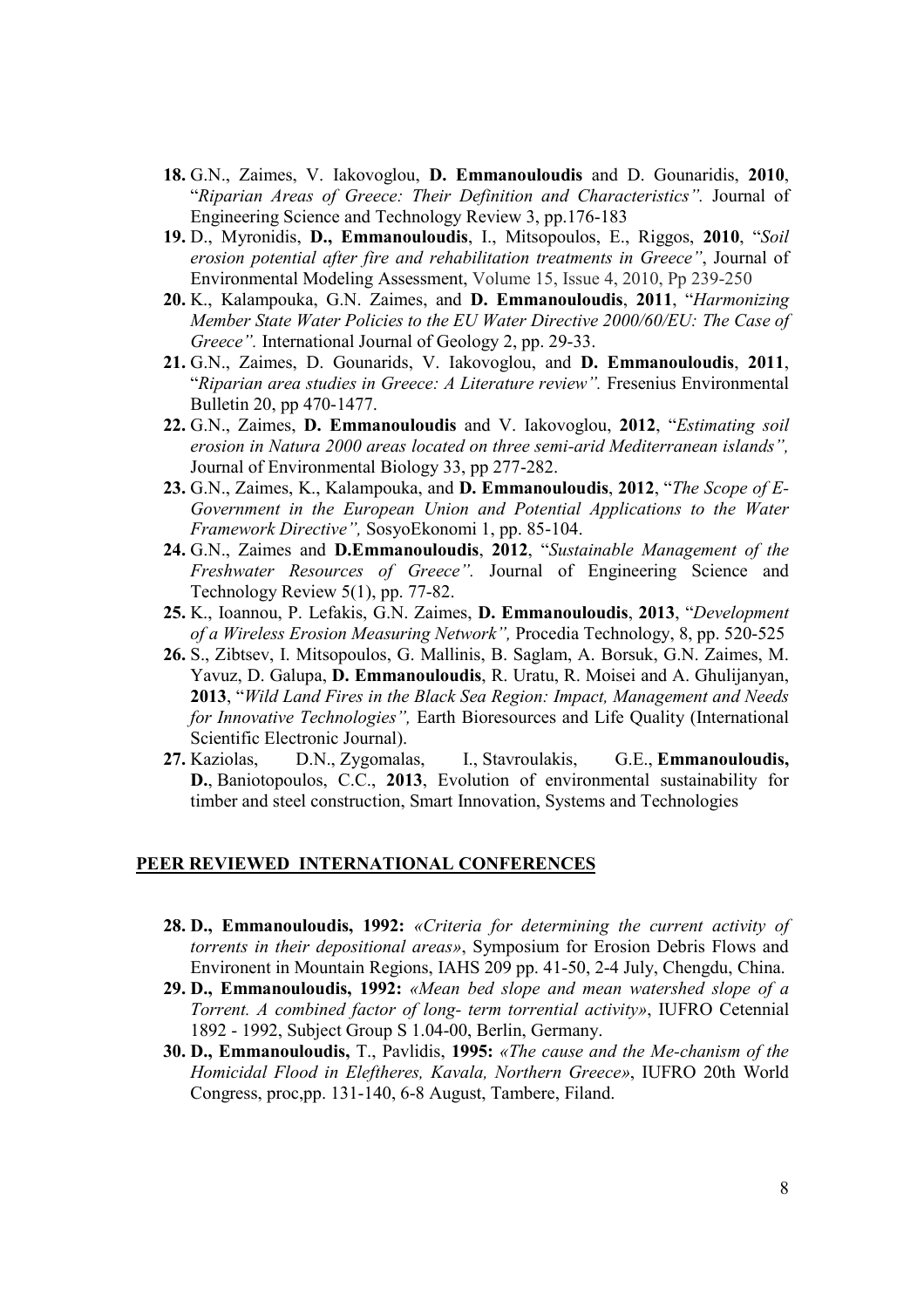18. G.N., Zaimes, V. Iakovoglou, **D. Emmanouloudis** and D. Gounaridis, **2010**, "*Riparian Areas of Greece: Their Definition and Characteristics".* Journal of Engineering Science and Technology Review 3, pp.176-183
19. D., Myronidis, **D., Emmanouloudis**, I., Mitsopoulos, E., Riggos, **2010**, "*Soil erosion potential after fire and rehabilitation treatments in Greece"*, Journal of Environmental Modeling Assessment, Volume 15, Issue 4, 2010, Pp 239-250
20. K., Kalampouka, G.N. Zaimes, and **D. Emmanouloudis**, **2011**, "*Harmonizing Member State Water Policies to the EU Water Directive 2000/60/EU: The Case of Greece".* International Journal of Geology 2, pp. 29-33.
21. G.N., Zaimes, D. Gounarids, V. Iakovoglou, and **D. Emmanouloudis**, **2011**, "*Riparian area studies in Greece: A Literature review".* Fresenius Environmental Bulletin 20, pp 470-1477.
22. G.N., Zaimes, **D. Emmanouloudis** and V. Iakovoglou, **2012**, "*Estimating soil erosion in Natura 2000 areas located on three semi-arid Mediterranean islands",* Journal of Environmental Biology 33, pp 277-282.
23. G.N., Zaimes, K., Kalampouka, and **D. Emmanouloudis**, **2012**, "*The Scope of E-Government in the European Union and Potential Applications to the Water Framework Directive",* SosyoEkonomi 1, pp. 85-104.
24. G.N., Zaimes and **D.Emmanouloudis**, **2012**, "*Sustainable Management of the Freshwater Resources of Greece".* Journal of Engineering Science and Technology Review 5(1), pp. 77-82.
25. K., Ioannou, P. Lefakis, G.N. Zaimes, **D. Emmanouloudis**, **2013**, "*Development of a Wireless Erosion Measuring Network",* Procedia Technology, 8, pp. 520-525
26. S., Zibtsev, I. Mitsopoulos, G. Mallinis, B. Saglam, A. Borsuk, G.N. Zaimes, M. Yavuz, D. Galupa, **D. Emmanouloudis**, R. Uratu, R. Moisei and A. Ghulijanyan, **2013**, "*Wild Land Fires in the Black Sea Region: Impact, Management and Needs for Innovative Technologies",* Earth Bioresources and Life Quality (International Scientific Electronic Journal).
27. Kaziolas, D.N., Zygomalas, I., Stavroulakis, G.E., **Emmanouloudis, D.**, Baniotopoulos, C.C., **2013**, Evolution of environmental sustainability for timber and steel construction, Smart Innovation, Systems and Technologies

## PEER REVIEWED INTERNATIONAL CONFERENCES

28. **D., Emmanouloudis, 1992:** *«Criteria for determining the current activity of torrents in their depositional areas»*, Symposium for Erosion Debris Flows and Environent in Mountain Regions, IAHS 209 pp. 41-50, 2-4 July, Chengdu, China.
29. **D., Emmanouloudis, 1992:** *«Mean bed slope and mean watershed slope of a Torrent. A combined factor of long- term torrential activity»*, IUFRO Cetennial 1892 - 1992, Subject Group S 1.04-00, Berlin, Germany.
30. **D., Emmanouloudis,** T., Pavlidis, **1995:** *«The cause and the Me-chanism of the Homicidal Flood in Eleftheres, Kavala, Northern Greece»*, IUFRO 20th World Congress, proc,pp. 131-140, 6-8 August, Tambere, Filand.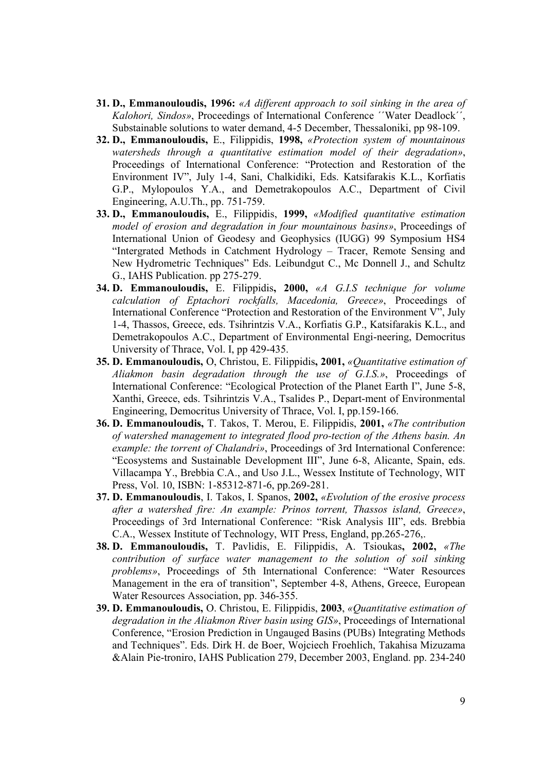31. **D., Emmanouloudis, 1996:** *«A different approach to soil sinking in the area of Kalohori, Sindos»*, Proceedings of International Conference ´´Water Deadlock´´, Substainable solutions to water demand, 4-5 December, Thessaloniki, pp 98-109.
32. **D., Emmanouloudis,** E., Filippidis, **1998,** *«Protection system of mountainous watersheds through a quantitative estimation model of their degradation»*, Proceedings of International Conference: "Protection and Restoration of the Environment IV", July 1-4, Sani, Chalkidiki, Eds. Katsifarakis K.L., Korfiatis G.P., Mylopoulos Y.A., and Demetrakopoulos A.C., Department of Civil Engineering, A.U.Th., pp. 751-759.
33. **D., Emmanouloudis,** E., Filippidis, **1999,** *«Modified quantitative estimation model of erosion and degradation in four mountainous basins»*, Proceedings of International Union of Geodesy and Geophysics (IUGG) 99 Symposium HS4 "Intergrated Methods in Catchment Hydrology – Tracer, Remote Sensing and New Hydrometric Techniques" Eds. Leibundgut C., Mc Donnell J., and Schultz G., IAHS Publication. pp 275-279.
34. **D. Emmanouloudis,** E. Filippidis**, 2000,** *«A G.I.S technique for volume calculation of Eptachori rockfalls, Macedonia, Greece»*, Proceedings of International Conference "Protection and Restoration of the Environment V", July 1-4, Thassos, Greece, eds. Tsihrintzis V.A., Korfiatis G.P., Katsifarakis K.L., and Demetrakopoulos A.C., Department of Environmental Engi-neering, Democritus University of Thrace, Vol. I, pp 429-435.
35. **D. Emmanouloudis,** O, Christou, E. Filippidis**, 2001,** *«Quantitative estimation of Aliakmon basin degradation through the use of G.I.S.»*, Proceedings of International Conference: "Ecological Protection of the Planet Earth I", June 5-8, Xanthi, Greece, eds. Tsihrintzis V.A., Tsalides P., Depart-ment of Environmental Engineering, Democritus University of Thrace, Vol. I, pp.159-166.
36. **D. Emmanouloudis,** T. Takos, T. Merou, E. Filippidis, **2001,** *«The contribution of watershed management to integrated flood pro-tection of the Athens basin. An example: the torrent of Chalandri»*, Proceedings of 3rd International Conference: "Ecosystems and Sustainable Development III", June 6-8, Alicante, Spain, eds. Villacampa Y., Brebbia C.A., and Uso J.L., Wessex Institute of Technology, WIT Press, Vol. 10, ISBN: 1-85312-871-6, pp.269-281.
37. **D. Emmanouloudis**, I. Takos, I. Spanos, **2002,** *«Evolution of the erosive process after a watershed fire: An example: Prinos torrent, Thassos island, Greece»*, Proceedings of 3rd International Conference: "Risk Analysis III", eds. Brebbia C.A., Wessex Institute of Technology, WIT Press, England, pp.265-276,.
38. **D. Emmanouloudis,** T. Pavlidis, E. Filippidis, A. Tsioukas**, 2002,** *«The contribution of surface water management to the solution of soil sinking problems»*, Proceedings of 5th International Conference: "Water Resources Management in the era of transition", September 4-8, Athens, Greece, European Water Resources Association, pp. 346-355.
39. **D. Emmanouloudis,** O. Christou, E. Filippidis, **2003**, *«Quantitative estimation of degradation in the Aliakmon River basin using GIS»*, Proceedings of International Conference, "Erosion Prediction in Ungauged Basins (PUBs) Integrating Methods and Techniques". Eds. Dirk H. de Boer, Wojciech Froehlich, Takahisa Mizuzama &Alain Pie-troniro, IAHS Publication 279, December 2003, England. pp. 234-240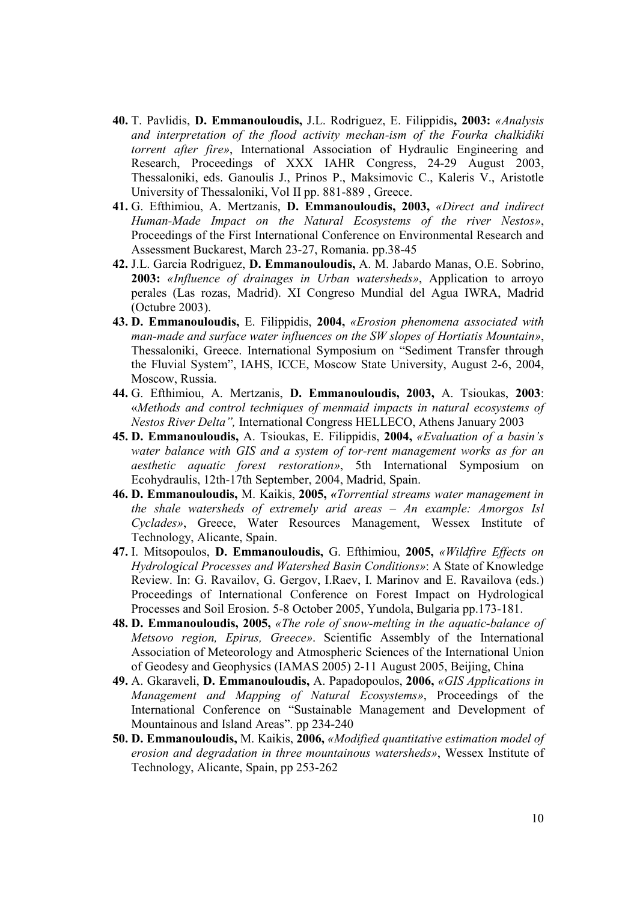40. T. Pavlidis, **D. Emmanouloudis,** J.L. Rodriguez, E. Filippidis**, 2003:** *«Analysis and interpretation of the flood activity mechan-ism of the Fourka chalkidiki torrent after fire»*, International Association of Hydraulic Engineering and Research, Proceedings of XXX IAHR Congress, 24-29 August 2003, Thessaloniki, eds. Ganoulis J., Prinos P., Maksimovic C., Kaleris V., Aristotle University of Thessaloniki, Vol II pp. 881-889 , Greece.

41. G. Efthimiou, A. Mertzanis, **D. Emmanouloudis, 2003,** *«Direct and indirect Human-Made Impact on the Natural Ecosystems of the river Nestos»*, Proceedings of the First International Conference on Environmental Research and Assessment Buckarest, March 23-27, Romania. pp.38-45

42. J.L. Garcia Rodriguez, **D. Emmanouloudis,** A. M. Jabardo Manas, O.E. Sobrino, **2003:** *«Influence of drainages in Urban watersheds»*, Application to arroyo perales (Las rozas, Madrid). XI Congreso Mundial del Agua IWRA, Madrid (Octubre 2003).

43. **D. Emmanouloudis,** E. Filippidis, **2004,** *«Erosion phenomena associated with man-made and surface water influences on the SW slopes of Hortiatis Mountain»*, Thessaloniki, Greece. International Symposium on "Sediment Transfer through the Fluvial System", IAHS, ICCE, Moscow State University, August 2-6, 2004, Moscow, Russia.

44. G. Efthimiou, A. Mertzanis, **D. Emmanouloudis, 2003,** A. Tsioukas, **2003**: «*Methods and control techniques of menmaid impacts in natural ecosystems of Nestos River Delta",* International Congress HELLECO, Athens January 2003

45. **D. Emmanouloudis,** A. Tsioukas, E. Filippidis, **2004,** *«Evaluation of a basin's water balance with GIS and a system of tor-rent management works as for an aesthetic aquatic forest restoration»*, 5th International Symposium on Ecohydraulis, 12th-17th September, 2004, Madrid, Spain.

46. **D. Emmanouloudis,** M. Kaikis, **2005, «***Torrential streams water management in the shale watersheds of extremely arid areas – An example: Amorgos Isl Cyclades»*, Greece, Water Resources Management, Wessex Institute of Technology, Alicante, Spain.

47. I. Mitsopoulos, **D. Emmanouloudis,** G. Efthimiou, **2005,** *«Wildfire Effects on Hydrological Processes and Watershed Basin Conditions»*: A State of Knowledge Review. In: G. Ravailov, G. Gergov, I.Raev, I. Marinov and E. Ravailova (eds.) Proceedings of International Conference on Forest Impact on Hydrological Processes and Soil Erosion. 5-8 October 2005, Yundola, Bulgaria pp.173-181.

48. **D. Emmanouloudis, 2005,** *«The role of snow-melting in the aquatic-balance of Metsovo region, Epirus, Greece»*. Scientific Assembly of the International Association of Meteorology and Atmospheric Sciences of the International Union of Geodesy and Geophysics (IAMAS 2005) 2-11 August 2005, Beijing, China

49. A. Gkaraveli, **D. Emmanouloudis,** A. Papadopoulos, **2006,** *«GIS Applications in Management and Mapping of Natural Ecosystems»*, Proceedings of the International Conference on "Sustainable Management and Development of Mountainous and Island Areas". pp 234-240

50. **D. Emmanouloudis,** M. Kaikis, **2006,** *«Modified quantitative estimation model of erosion and degradation in three mountainous watersheds»*, Wessex Institute of Technology, Alicante, Spain, pp 253-262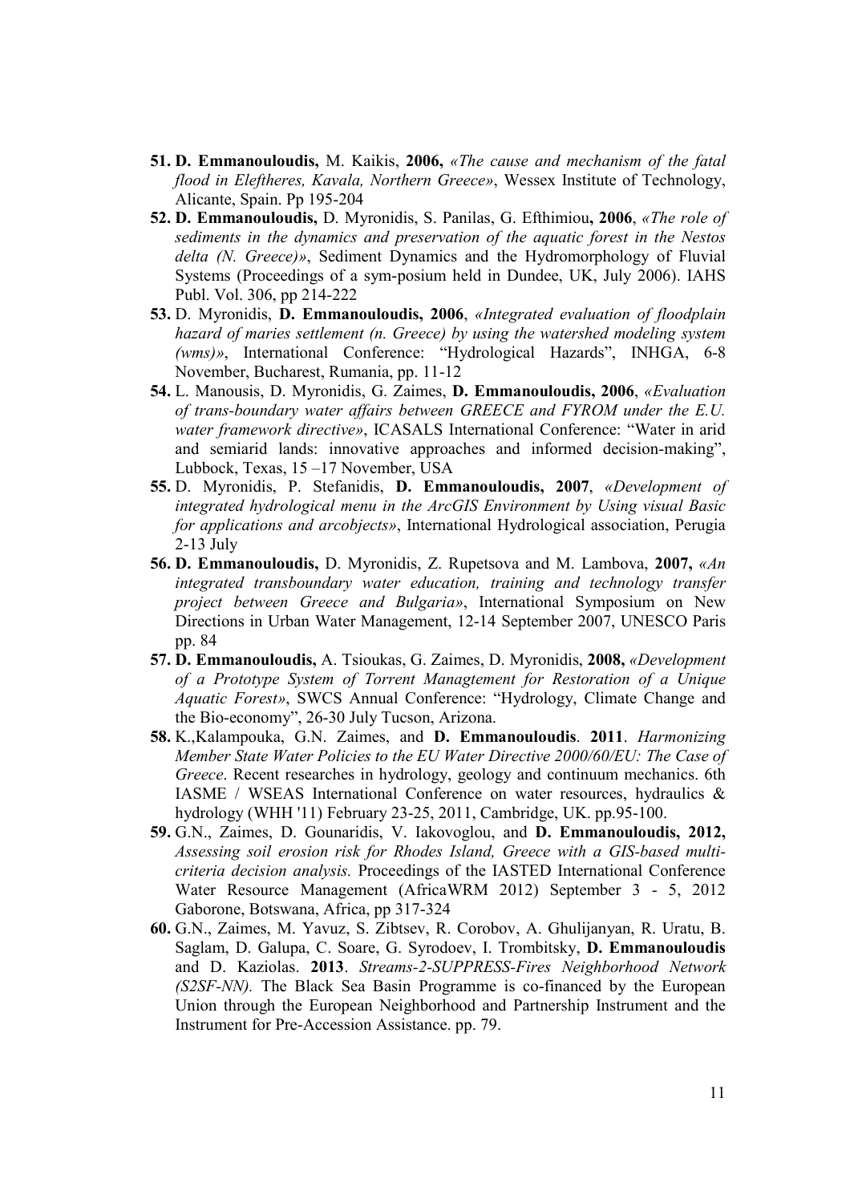51. **D. Emmanouloudis,** M. Kaikis, **2006,** *«The cause and mechanism of the fatal flood in Eleftheres, Kavala, Northern Greece»*, Wessex Institute of Technology, Alicante, Spain. Pp 195-204
52. **D. Emmanouloudis,** D. Myronidis, S. Panilas, G. Efthimiou**, 2006**, *«The role of sediments in the dynamics and preservation of the aquatic forest in the Nestos delta (N. Greece)»*, Sediment Dynamics and the Hydromorphology of Fluvial Systems (Proceedings of a sym-posium held in Dundee, UK, July 2006). IAHS Publ. Vol. 306, pp 214-222
53. D. Myronidis, **D. Emmanouloudis, 2006**, *«Integrated evaluation of floodplain hazard of maries settlement (n. Greece) by using the watershed modeling system (wms)»*, International Conference: "Hydrological Hazards", INHGA, 6-8 November, Bucharest, Rumania, pp. 11-12
54. L. Manousis, D. Myronidis, G. Zaimes, **D. Emmanouloudis, 2006**, *«Evaluation of trans-boundary water affairs between GREECE and FYROM under the E.U. water framework directive»*, ICASALS International Conference: "Water in arid and semiarid lands: innovative approaches and informed decision-making", Lubbock, Texas, 15 –17 November, USA
55. D. Myronidis, P. Stefanidis, **D. Emmanouloudis, 2007**, *«Development of integrated hydrological menu in the ArcGIS Environment by Using visual Basic for applications and arcobjects»*, International Hydrological association, Perugia 2-13 July
56. **D. Emmanouloudis,** D. Myronidis, Z. Rupetsova and M. Lambova, **2007,** *«An integrated transboundary water education, training and technology transfer project between Greece and Bulgaria»*, International Symposium on New Directions in Urban Water Management, 12-14 September 2007, UNESCO Paris pp. 84
57. **D. Emmanouloudis,** A. Tsioukas, G. Zaimes, D. Myronidis, **2008,** *«Development of a Prototype System of Torrent Managtement for Restoration of a Unique Aquatic Forest»*, SWCS Annual Conference: "Hydrology, Climate Change and the Bio-economy", 26-30 July Tucson, Arizona.
58. K.,Kalampouka, G.N. Zaimes, and **D. Emmanouloudis**. **2011**. *Harmonizing Member State Water Policies to the EU Water Directive 2000/60/EU: The Case of Greece*. Recent researches in hydrology, geology and continuum mechanics. 6th IASME / WSEAS International Conference on water resources, hydraulics & hydrology (WHH '11) February 23-25, 2011, Cambridge, UK. pp.95-100.
59. G.N., Zaimes, D. Gounaridis, V. Iakovoglou, and **D. Emmanouloudis, 2012,** *Assessing soil erosion risk for Rhodes Island, Greece with a GIS-based multi-criteria decision analysis.* Proceedings of the IASTED International Conference Water Resource Management (AfricaWRM 2012) September 3 - 5, 2012 Gaborone, Botswana, Africa, pp 317-324
60. G.N., Zaimes, M. Yavuz, S. Zibtsev, R. Corobov, A. Ghulijanyan, R. Uratu, B. Saglam, D. Galupa, C. Soare, G. Syrodoev, I. Trombitsky, **D. Emmanouloudis** and D. Kaziolas. **2013**. *Streams-2-SUPPRESS-Fires Neighborhood Network (S2SF-NN).* The Black Sea Basin Programme is co-financed by the European Union through the European Neighborhood and Partnership Instrument and the Instrument for Pre-Accession Assistance. pp. 79.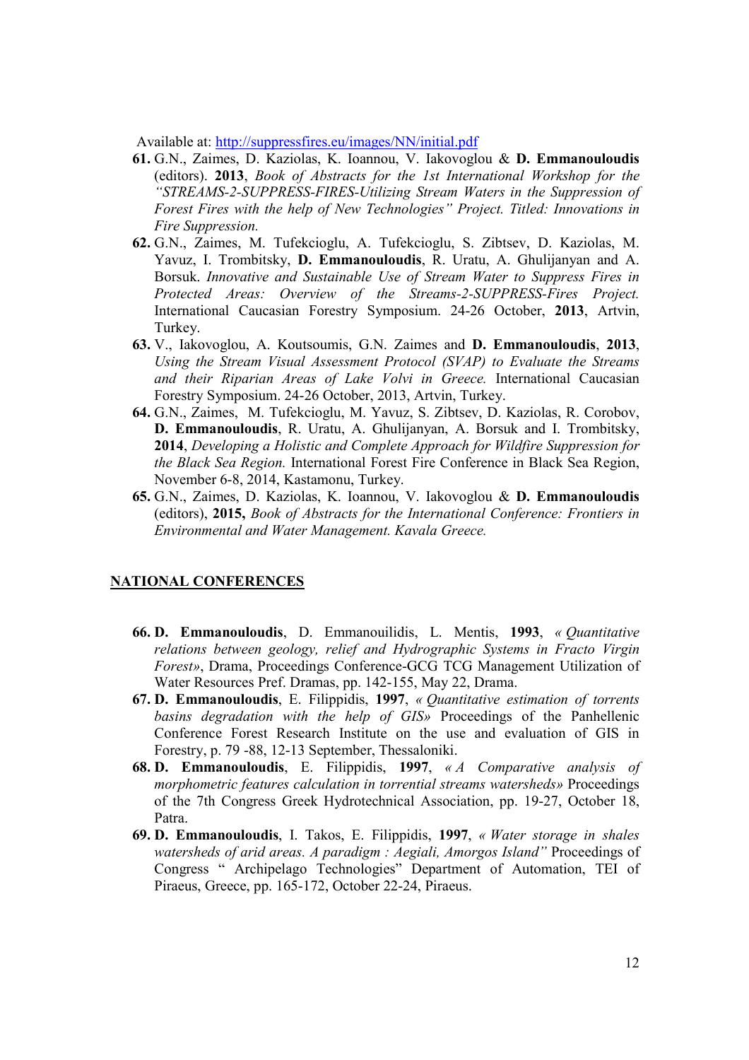Available at: http://suppressfires.eu/images/NN/initial.pdf

61. G.N., Zaimes, D. Kaziolas, K. Ioannou, V. Iakovoglou & **D. Emmanouloudis** (editors). **2013**, *Book of Abstracts for the 1st International Workshop for the "STREAMS-2-SUPPRESS-FIRES-Utilizing Stream Waters in the Suppression of Forest Fires with the help of New Technologies" Project. Titled: Innovations in Fire Suppression.*
62. G.N., Zaimes, M. Tufekcioglu, A. Tufekcioglu, S. Zibtsev, D. Kaziolas, M. Yavuz, I. Trombitsky, **D. Emmanouloudis**, R. Uratu, A. Ghulijanyan and A. Borsuk. *Innovative and Sustainable Use of Stream Water to Suppress Fires in Protected Areas: Overview of the Streams-2-SUPPRESS-Fires Project.* International Caucasian Forestry Symposium. 24-26 October, **2013**, Artvin, Turkey.
63. V., Iakovoglou, A. Koutsoumis, G.N. Zaimes and **D. Emmanouloudis**, **2013**, *Using the Stream Visual Assessment Protocol (SVAP) to Evaluate the Streams and their Riparian Areas of Lake Volvi in Greece.* International Caucasian Forestry Symposium. 24-26 October, 2013, Artvin, Turkey.
64. G.N., Zaimes, M. Tufekcioglu, M. Yavuz, S. Zibtsev, D. Kaziolas, R. Corobov, **D. Emmanouloudis**, R. Uratu, A. Ghulijanyan, A. Borsuk and I. Trombitsky, **2014**, *Developing a Holistic and Complete Approach for Wildfire Suppression for the Black Sea Region.* International Forest Fire Conference in Black Sea Region, November 6-8, 2014, Kastamonu, Turkey.
65. G.N., Zaimes, D. Kaziolas, K. Ioannou, V. Iakovoglou & **D. Emmanouloudis** (editors), **2015,** *Book of Abstracts for the International Conference: Frontiers in Environmental and Water Management. Kavala Greece.*

## NATIONAL CONFERENCES

66. **D. Emmanouloudis**, D. Emmanouilidis, L. Mentis, **1993**, *« Quantitative relations between geology, relief and Hydrographic Systems in Fracto Virgin Forest»*, Drama, Proceedings Conference-GCG TCG Management Utilization of Water Resources Pref. Dramas, pp. 142-155, May 22, Drama.
67. **D. Emmanouloudis**, E. Filippidis, **1997**, *« Quantitative estimation of torrents basins degradation with the help of GIS»* Proceedings of the Panhellenic Conference Forest Research Institute on the use and evaluation of GIS in Forestry, p. 79 -88, 12-13 September, Thessaloniki.
68. **D. Emmanouloudis**, E. Filippidis, **1997**, *« A Comparative analysis of morphometric features calculation in torrential streams watersheds»* Proceedings of the 7th Congress Greek Hydrotechnical Association, pp. 19-27, October 18, Patra.
69. **D. Emmanouloudis**, I. Takos, E. Filippidis, **1997**, *« Water storage in shales watersheds of arid areas. A paradigm : Aegiali, Amorgos Island"* Proceedings of Congress " Archipelago Technologies" Department of Automation, TEI of Piraeus, Greece, pp. 165-172, October 22-24, Piraeus.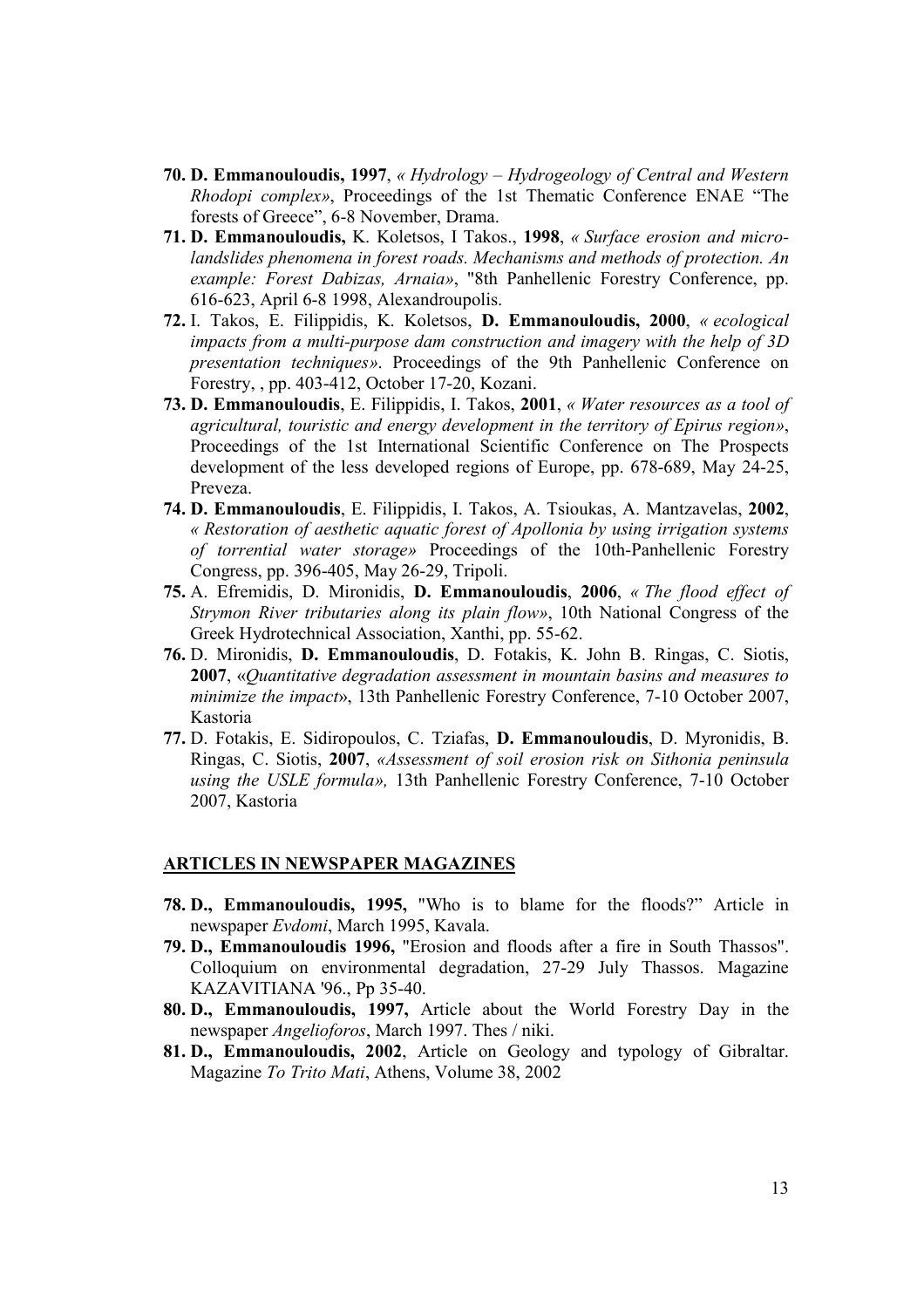70. **D. Emmanouloudis, 1997**, *« Hydrology – Hydrogeology of Central and Western Rhodopi complex»*, Proceedings of the 1st Thematic Conference ENAE "The forests of Greece", 6-8 November, Drama.
71. **D. Emmanouloudis,** K. Koletsos, I Takos., **1998**, *« Surface erosion and micro-landslides phenomena in forest roads. Mechanisms and methods of protection. An example: Forest Dabizas, Arnaia»*, "8th Panhellenic Forestry Conference, pp. 616-623, April 6-8 1998, Alexandroupolis.
72. I. Takos, E. Filippidis, K. Koletsos, **D. Emmanouloudis, 2000**, *« ecological impacts from a multi-purpose dam construction and imagery with the help of 3D presentation techniques»*. Proceedings of the 9th Panhellenic Conference on Forestry, , pp. 403-412, October 17-20, Kozani.
73. **D. Emmanouloudis**, E. Filippidis, I. Takos, **2001**, *« Water resources as a tool of agricultural, touristic and energy development in the territory of Epirus region»*, Proceedings of the 1st International Scientific Conference on The Prospects development of the less developed regions of Europe, pp. 678-689, May 24-25, Preveza.
74. **D. Emmanouloudis**, E. Filippidis, I. Takos, A. Tsioukas, A. Mantzavelas, **2002**, *« Restoration of aesthetic aquatic forest of Apollonia by using irrigation systems of torrential water storage»* Proceedings of the 10th-Panhellenic Forestry Congress, pp. 396-405, May 26-29, Tripoli.
75. A. Efremidis, D. Mironidis, **D. Emmanouloudis**, **2006**, *« The flood effect of Strymon River tributaries along its plain flow»*, 10th National Congress of the Greek Hydrotechnical Association, Xanthi, pp. 55-62.
76. D. Mironidis, **D. Emmanouloudis**, D. Fotakis, K. John B. Ringas, C. Siotis, **2007**, «*Quantitative degradation assessment in mountain basins and measures to minimize the impact*», 13th Panhellenic Forestry Conference, 7-10 October 2007, Kastoria
77. D. Fotakis, E. Sidiropoulos, C. Tziafas, **D. Emmanouloudis**, D. Myronidis, B. Ringas, C. Siotis, **2007**, *«Assessment of soil erosion risk on Sithonia peninsula using the USLE formula»,* 13th Panhellenic Forestry Conference, 7-10 October 2007, Kastoria

## ARTICLES IN NEWSPAPER MAGAZINES

78. **D., Emmanouloudis, 1995,** "Who is to blame for the floods?" Article in newspaper *Evdomi*, March 1995, Kavala.
79. **D., Emmanouloudis 1996,** "Erosion and floods after a fire in South Thassos". Colloquium on environmental degradation, 27-29 July Thassos. Magazine KAZAVITIANA '96., Pp 35-40.
80. **D., Emmanouloudis, 1997,** Article about the World Forestry Day in the newspaper *Angelioforos*, March 1997. Thes / niki.
81. **D., Emmanouloudis, 2002**, Article on Geology and typology of Gibraltar. Magazine *To Trito Mati*, Athens, Volume 38, 2002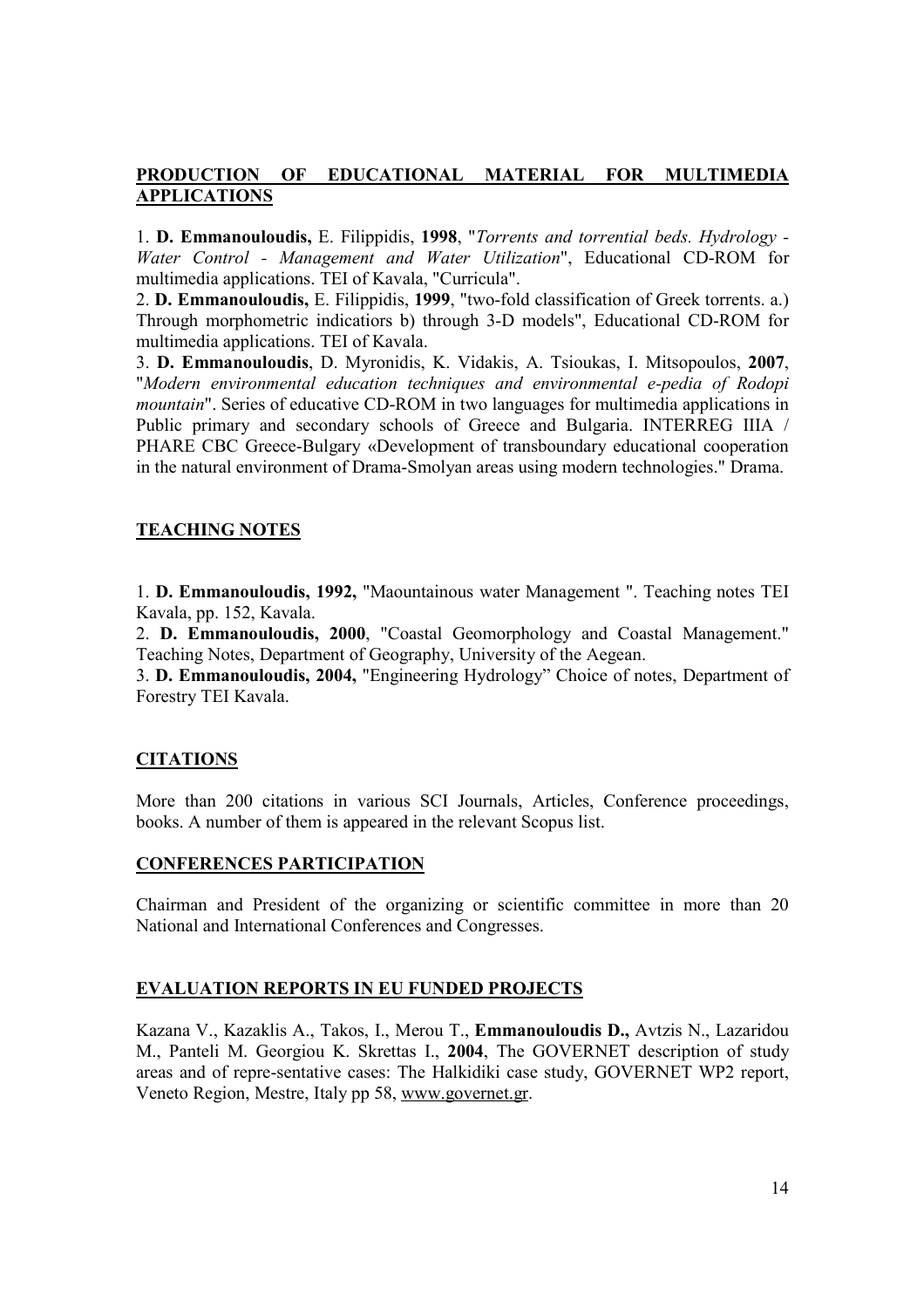## PRODUCTION OF EDUCATIONAL MATERIAL FOR MULTIMEDIA APPLICATIONS

1. **D. Emmanouloudis,** E. Filippidis, **1998**, "*Torrents and torrential beds. Hydrology - Water Control - Management and Water Utilization*", Educational CD-ROM for multimedia applications. TEI of Kavala, "Curricula".
2. **D. Emmanouloudis,** E. Filippidis, **1999**, "two-fold classification of Greek torrents. a.) Through morphometric indicatiors b) through 3-D models", Educational CD-ROM for multimedia applications. TEI of Kavala.
3. **D. Emmanouloudis**, D. Myronidis, K. Vidakis, A. Tsioukas, I. Mitsopoulos, **2007**, "*Modern environmental education techniques and environmental e-pedia of Rodopi mountain*". Series of educative CD-ROM in two languages for multimedia applications in Public primary and secondary schools of Greece and Bulgaria. INTERREG IIIA / PHARE CBC Greece-Bulgary «Development of transboundary educational cooperation in the natural environment of Drama-Smolyan areas using modern technologies." Drama.

## TEACHING NOTES

1. **D. Emmanouloudis, 1992,** "Maountainous water Management ". Teaching notes TEI Kavala, pp. 152, Kavala.
2. **D. Emmanouloudis, 2000**, "Coastal Geomorphology and Coastal Management." Teaching Notes, Department of Geography, University of the Aegean.
3. **D. Emmanouloudis, 2004,** "Engineering Hydrology" Choice of notes, Department of Forestry TEI Kavala.

## CITATIONS

More than 200 citations in various SCI Journals, Articles, Conference proceedings, books. A number of them is appeared in the relevant Scopus list.

## CONFERENCES PARTICIPATION

Chairman and President of the organizing or scientific committee in more than 20 National and International Conferences and Congresses.

## EVALUATION REPORTS IN EU FUNDED PROJECTS

Kazana V., Kazaklis A., Takos, I., Merou T., **Emmanouloudis D.,** Avtzis N., Lazaridou M., Panteli M. Georgiou K. Skrettas I., **2004**, The GOVERNET description of study areas and of repre-sentative cases: The Halkidiki case study, GOVERNET WP2 report, Veneto Region, Mestre, Italy pp 58, www.governet.gr.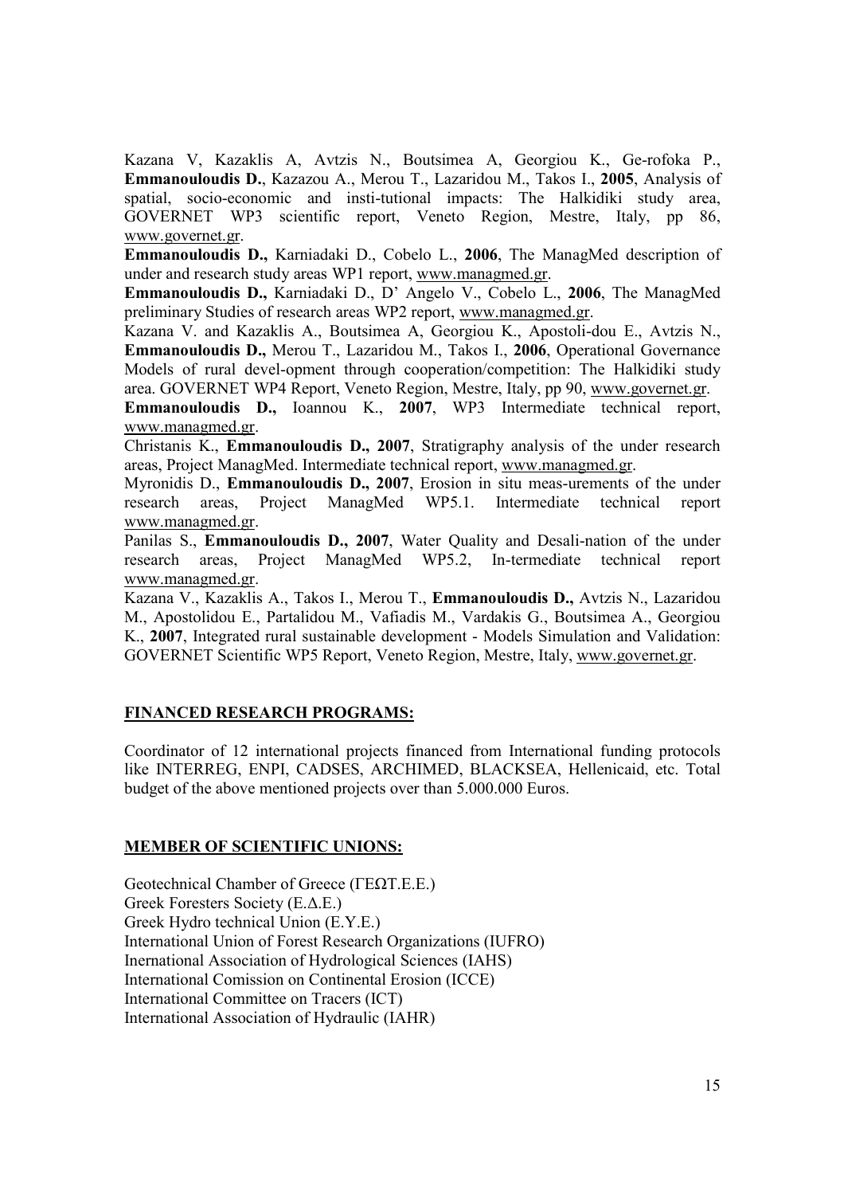Kazana V, Kazaklis A, Avtzis N., Boutsimea A, Georgiou K., Ge-rofoka P., **Emmanouloudis D.**, Kazazou A., Merou T., Lazaridou M., Takos I., **2005**, Analysis of spatial, socio-economic and insti-tutional impacts: The Halkidiki study area, GOVERNET WP3 scientific report, Veneto Region, Mestre, Italy, pp 86, www.governet.gr.

**Emmanouloudis D.,** Karniadaki D., Cobelo L., **2006**, The ManagMed description of under and research study areas WP1 report, www.managmed.gr.

**Emmanouloudis D.,** Karniadaki D., D' Angelo V., Cobelo L., **2006**, The ManagMed preliminary Studies of research areas WP2 report, www.managmed.gr.

Kazana V. and Kazaklis A., Boutsimea A, Georgiou K., Apostoli-dou E., Avtzis N., **Emmanouloudis D.,** Merou T., Lazaridou M., Takos I., **2006**, Operational Governance Models of rural devel-opment through cooperation/competition: The Halkidiki study area. GOVERNET WP4 Report, Veneto Region, Mestre, Italy, pp 90, www.governet.gr.

**Emmanouloudis D.,** Ioannou K., **2007**, WP3 Intermediate technical report, www.managmed.gr.

Christanis K., **Emmanouloudis D., 2007**, Stratigraphy analysis of the under research areas, Project ManagMed. Intermediate technical report, www.managmed.gr.

Myronidis D., **Emmanouloudis D., 2007**, Erosion in situ meas-urements of the under research areas, Project ManagMed WP5.1. Intermediate technical report www.managmed.gr.

Panilas S., **Emmanouloudis D., 2007**, Water Quality and Desali-nation of the under research areas, Project ManagMed WP5.2, In-termediate technical report www.managmed.gr.

Kazana V., Kazaklis A., Takos I., Merou T., **Emmanouloudis D.,** Avtzis N., Lazaridou M., Apostolidou E., Partalidou M., Vafiadis M., Vardakis G., Boutsimea A., Georgiou K., **2007**, Integrated rural sustainable development - Models Simulation and Validation: GOVERNET Scientific WP5 Report, Veneto Region, Mestre, Italy, www.governet.gr.

## FINANCED RESEARCH PROGRAMS:

Coordinator of 12 international projects financed from International funding protocols like INTERREG, ENPI, CADSES, ARCHIMED, BLACKSEA, Hellenicaid, etc. Total budget of the above mentioned projects over than 5.000.000 Euros.

## MEMBER OF SCIENTIFIC UNIONS:

Geotechnical Chamber of Greece (ΓΕΩΤ.Ε.Ε.)
Greek Foresters Society (Ε.Δ.Ε.)
Greek Hydro technical Union (Ε.Υ.Ε.)
International Union of Forest Research Organizations (IUFRO)
Inernational Association of Hydrological Sciences (IAHS)
International Comission on Continental Erosion (ICCE)
International Committee on Tracers (ICT)
International Association of Hydraulic (IAHR)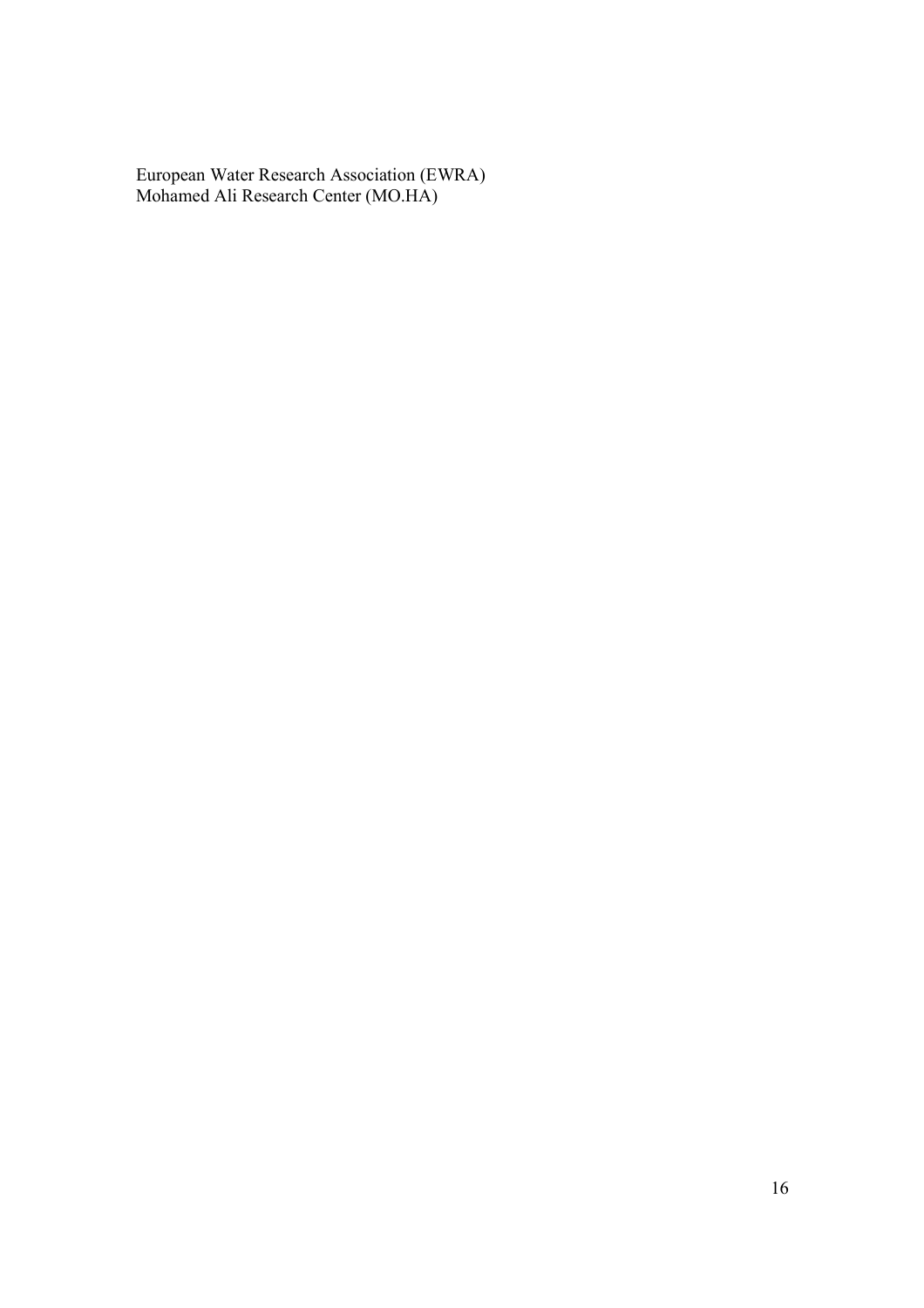European Water Research Association (EWRA)
Mohamed Ali Research Center (MO.HA)